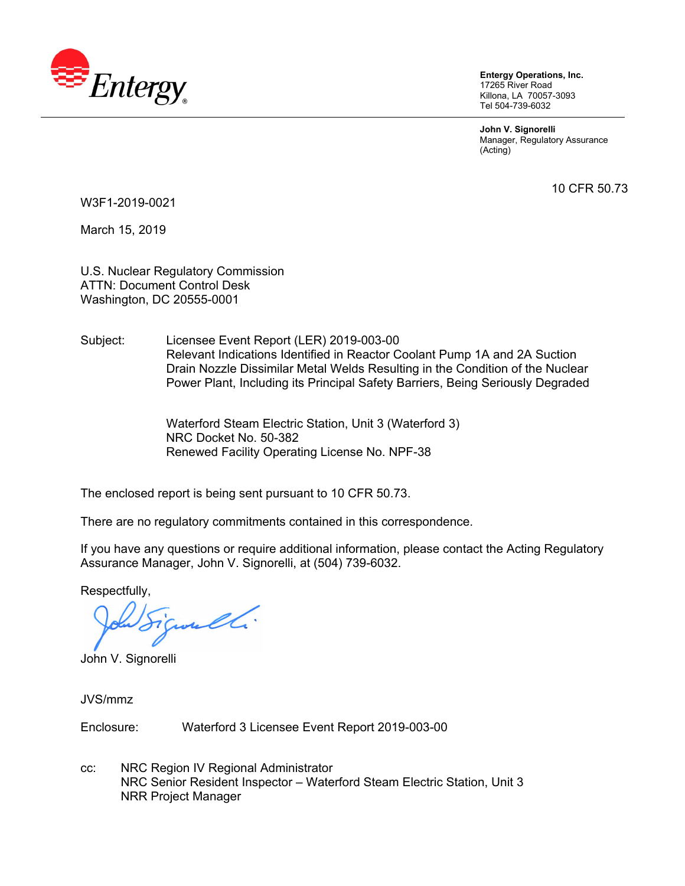**Entergy Operations, Inc.**
17265 River Road
Killona, LA 70057-3093
Tel 504-739-6032

**John V. Signorelli**
Manager, Regulatory Assurance
(Acting)

10 CFR 50.73

W3F1-2019-0021

March 15, 2019

U.S. Nuclear Regulatory Commission
ATTN: Document Control Desk
Washington, DC 20555-0001

Subject: Licensee Event Report (LER) 2019-003-00
Relevant Indications Identified in Reactor Coolant Pump 1A and 2A Suction Drain Nozzle Dissimilar Metal Welds Resulting in the Condition of the Nuclear Power Plant, Including its Principal Safety Barriers, Being Seriously Degraded

Waterford Steam Electric Station, Unit 3 (Waterford 3)
NRC Docket No. 50-382
Renewed Facility Operating License No. NPF-38

The enclosed report is being sent pursuant to 10 CFR 50.73.

There are no regulatory commitments contained in this correspondence.

If you have any questions or require additional information, please contact the Acting Regulatory Assurance Manager, John V. Signorelli, at (504) 739-6032.

Respectfully,

John V. Signorelli

JVS/mmz

Enclosure: Waterford 3 Licensee Event Report 2019-003-00

cc: NRC Region IV Regional Administrator
NRC Senior Resident Inspector – Waterford Steam Electric Station, Unit 3
NRR Project Manager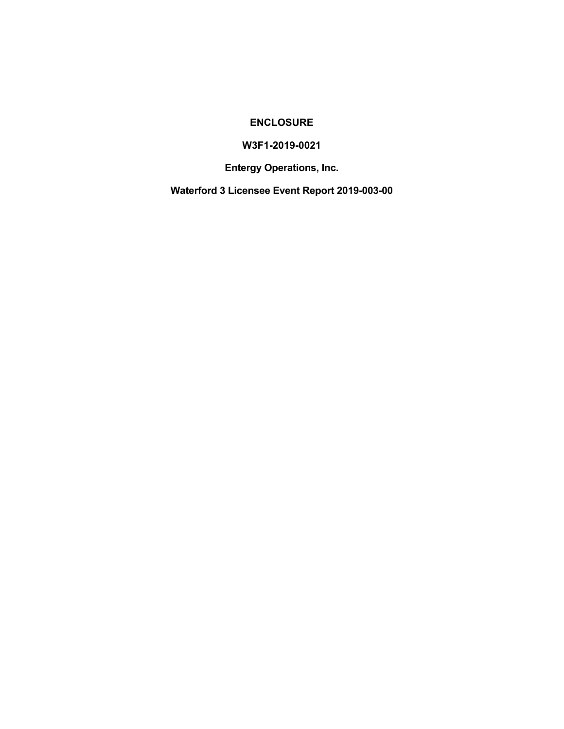**ENCLOSURE**

**W3F1-2019-0021**

**Entergy Operations, Inc.**

**Waterford 3 Licensee Event Report 2019-003-00**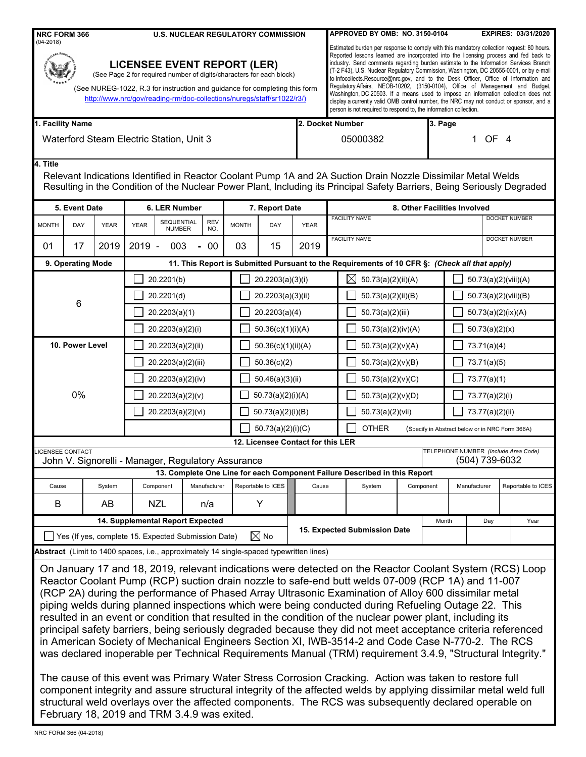**NRC FORM 366** (04-2018)

**U.S. NUCLEAR REGULATORY COMMISSION**

**APPROVED BY OMB: NO. 3150-0104** **EXPIRES: 03/31/2020**

# LICENSEE EVENT REPORT (LER)

(See Page 2 for required number of digits/characters for each block)

(See NUREG-1022, R.3 for instruction and guidance for completing this form http://www.nrc/gov/reading-rm/doc-collections/nuregs/staff/sr1022/r3/)

Estimated burden per response to comply with this mandatory collection request: 80 hours. Reported lessons learned are incorporated into the licensing process and fed back to industry. Send comments regarding burden estimate to the Information Services Branch (T-2 F43), U.S. Nuclear Regulatory Commission, Washington, DC 20555-0001, or by e-mail to Infocollects.Resource@nrc.gov, and to the Desk Officer, Office of Information and Regulatory Affairs, NEOB-10202, (3150-0104), Office of Management and Budget, Washington, DC 20503. If a means used to impose an information collection does not display a currently valid OMB control number, the NRC may not conduct or sponsor, and a person is not required to respond to, the information collection.

| 1. Facility Name | 2. Docket Number | 3. Page |
|---|---|---|
| Waterford Steam Electric Station, Unit 3 | 05000382 | 1 OF 4 |

**4. Title**

Relevant Indications Identified in Reactor Coolant Pump 1A and 2A Suction Drain Nozzle Dissimilar Metal Welds Resulting in the Condition of the Nuclear Power Plant, Including its Principal Safety Barriers, Being Seriously Degraded

| 5. Event Date | | | 6. LER Number | | | 7. Report Date | | | 8. Other Facilities Involved | |
|---|---|---|---|---|---|---|---|---|---|---|
| MONTH | DAY | YEAR | YEAR | SEQUENTIAL NUMBER | REV NO. | MONTH | DAY | YEAR | FACILITY NAME | DOCKET NUMBER |
| 01 | 17 | 2019 | 2019 - | 003 | - 00 | 03 | 15 | 2019 | FACILITY NAME | DOCKET NUMBER |

**9. Operating Mode:** 6

**10. Power Level:** 0%

**11. This Report is Submitted Pursuant to the Requirements of 10 CFR §:** *(Check all that apply)*

| | | | |
|---|---|---|---|
| ☐ 20.2201(b) | ☐ 20.2203(a)(3)(i) | ☒ 50.73(a)(2)(ii)(A) | ☐ 50.73(a)(2)(viii)(A) |
| ☐ 20.2201(d) | ☐ 20.2203(a)(3)(ii) | ☐ 50.73(a)(2)(ii)(B) | ☐ 50.73(a)(2)(viii)(B) |
| ☐ 20.2203(a)(1) | ☐ 20.2203(a)(4) | ☐ 50.73(a)(2)(iii) | ☐ 50.73(a)(2)(ix)(A) |
| ☐ 20.2203(a)(2)(i) | ☐ 50.36(c)(1)(i)(A) | ☐ 50.73(a)(2)(iv)(A) | ☐ 50.73(a)(2)(x) |
| ☐ 20.2203(a)(2)(ii) | ☐ 50.36(c)(1)(ii)(A) | ☐ 50.73(a)(2)(v)(A) | ☐ 73.71(a)(4) |
| ☐ 20.2203(a)(2)(iii) | ☐ 50.36(c)(2) | ☐ 50.73(a)(2)(v)(B) | ☐ 73.71(a)(5) |
| ☐ 20.2203(a)(2)(iv) | ☐ 50.46(a)(3)(ii) | ☐ 50.73(a)(2)(v)(C) | ☐ 73.77(a)(1) |
| ☐ 20.2203(a)(2)(v) | ☐ 50.73(a)(2)(i)(A) | ☐ 50.73(a)(2)(v)(D) | ☐ 73.77(a)(2)(i) |
| ☐ 20.2203(a)(2)(vi) | ☐ 50.73(a)(2)(i)(B) | ☐ 50.73(a)(2)(vii) | ☐ 73.77(a)(2)(ii) |
| | ☐ 50.73(a)(2)(i)(C) | ☐ OTHER (Specify in Abstract below or in NRC Form 366A) | |

**12. Licensee Contact for this LER**

| LICENSEE CONTACT | TELEPHONE NUMBER (Include Area Code) |
|---|---|
| John V. Signorelli - Manager, Regulatory Assurance | (504) 739-6032 |

**13. Complete One Line for each Component Failure Described in this Report**

| Cause | System | Component | Manufacturer | Reportable to ICES | Cause | System | Component | Manufacturer | Reportable to ICES |
|---|---|---|---|---|---|---|---|---|---|
| B | AB | NZL | n/a | Y | | | | | |

| 14. Supplemental Report Expected | | 15. Expected Submission Date | Month | Day | Year |
|---|---|---|---|---|---|
| ☐ Yes (If yes, complete 15. Expected Submission Date) | ☒ No | | | | |

**Abstract** (Limit to 1400 spaces, i.e., approximately 14 single-spaced typewritten lines)

On January 17 and 18, 2019, relevant indications were detected on the Reactor Coolant System (RCS) Loop Reactor Coolant Pump (RCP) suction drain nozzle to safe-end butt welds 07-009 (RCP 1A) and 11-007 (RCP 2A) during the performance of Phased Array Ultrasonic Examination of Alloy 600 dissimilar metal piping welds during planned inspections which were being conducted during Refueling Outage 22. This resulted in an event or condition that resulted in the condition of the nuclear power plant, including its principal safety barriers, being seriously degraded because they did not meet acceptance criteria referenced in American Society of Mechanical Engineers Section XI, IWB-3514-2 and Code Case N-770-2. The RCS was declared inoperable per Technical Requirements Manual (TRM) requirement 3.4.9, "Structural Integrity."

The cause of this event was Primary Water Stress Corrosion Cracking. Action was taken to restore full component integrity and assure structural integrity of the affected welds by applying dissimilar metal weld full structural weld overlays over the affected components. The RCS was subsequently declared operable on February 18, 2019 and TRM 3.4.9 was exited.

NRC FORM 366 (04-2018)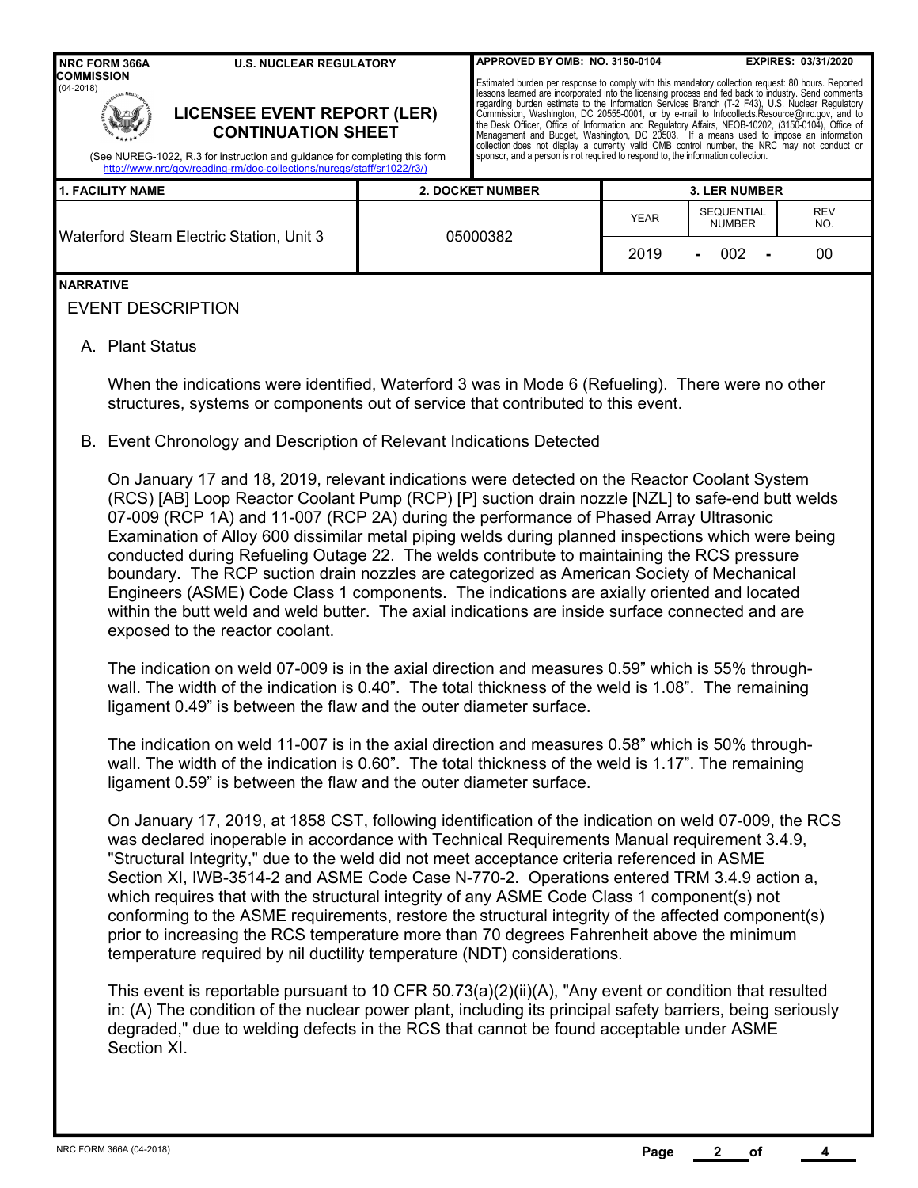**NRC FORM 366A** (04-2018) **U.S. NUCLEAR REGULATORY COMMISSION**

## LICENSEE EVENT REPORT (LER) CONTINUATION SHEET

(See NUREG-1022, R.3 for instruction and guidance for completing this form http://www.nrc/gov/reading-rm/doc-collections/nuregs/staff/sr1022/r3/)

APPROVED BY OMB: NO. 3150-0104 EXPIRES: 03/31/2020

Estimated burden per response to comply with this mandatory collection request: 80 hours. Reported lessons learned are incorporated into the licensing process and fed back to industry. Send comments regarding burden estimate to the Information Services Branch (T-2 F43), U.S. Nuclear Regulatory Commission, Washington, DC 20555-0001, or by e-mail to Infocollects.Resource@nrc.gov, and to the Desk Officer, Office of Information and Regulatory Affairs, NEOB-10202, (3150-0104), Office of Management and Budget, Washington, DC 20503. If a means used to impose an information collection does not display a currently valid OMB control number, the NRC may not conduct or sponsor, and a person is not required to respond to, the information collection.

| 1. FACILITY NAME | 2. DOCKET NUMBER | 3. LER NUMBER | | |
|---|---|---|---|---|
| | | YEAR | SEQUENTIAL NUMBER | REV NO. |
| Waterford Steam Electric Station, Unit 3 | 05000382 | 2019 | - 002 - | 00 |

**NARRATIVE**

EVENT DESCRIPTION

A. Plant Status

When the indications were identified, Waterford 3 was in Mode 6 (Refueling). There were no other structures, systems or components out of service that contributed to this event.

B. Event Chronology and Description of Relevant Indications Detected

On January 17 and 18, 2019, relevant indications were detected on the Reactor Coolant System (RCS) [AB] Loop Reactor Coolant Pump (RCP) [P] suction drain nozzle [NZL] to safe-end butt welds 07-009 (RCP 1A) and 11-007 (RCP 2A) during the performance of Phased Array Ultrasonic Examination of Alloy 600 dissimilar metal piping welds during planned inspections which were being conducted during Refueling Outage 22. The welds contribute to maintaining the RCS pressure boundary. The RCP suction drain nozzles are categorized as American Society of Mechanical Engineers (ASME) Code Class 1 components. The indications are axially oriented and located within the butt weld and weld butter. The axial indications are inside surface connected and are exposed to the reactor coolant.

The indication on weld 07-009 is in the axial direction and measures 0.59" which is 55% through-wall. The width of the indication is 0.40". The total thickness of the weld is 1.08". The remaining ligament 0.49" is between the flaw and the outer diameter surface.

The indication on weld 11-007 is in the axial direction and measures 0.58" which is 50% through-wall. The width of the indication is 0.60". The total thickness of the weld is 1.17". The remaining ligament 0.59" is between the flaw and the outer diameter surface.

On January 17, 2019, at 1858 CST, following identification of the indication on weld 07-009, the RCS was declared inoperable in accordance with Technical Requirements Manual requirement 3.4.9, "Structural Integrity," due to the weld did not meet acceptance criteria referenced in ASME Section XI, IWB-3514-2 and ASME Code Case N-770-2. Operations entered TRM 3.4.9 action a, which requires that with the structural integrity of any ASME Code Class 1 component(s) not conforming to the ASME requirements, restore the structural integrity of the affected component(s) prior to increasing the RCS temperature more than 70 degrees Fahrenheit above the minimum temperature required by nil ductility temperature (NDT) considerations.

This event is reportable pursuant to 10 CFR 50.73(a)(2)(ii)(A), "Any event or condition that resulted in: (A) The condition of the nuclear power plant, including its principal safety barriers, being seriously degraded," due to welding defects in the RCS that cannot be found acceptable under ASME Section XI.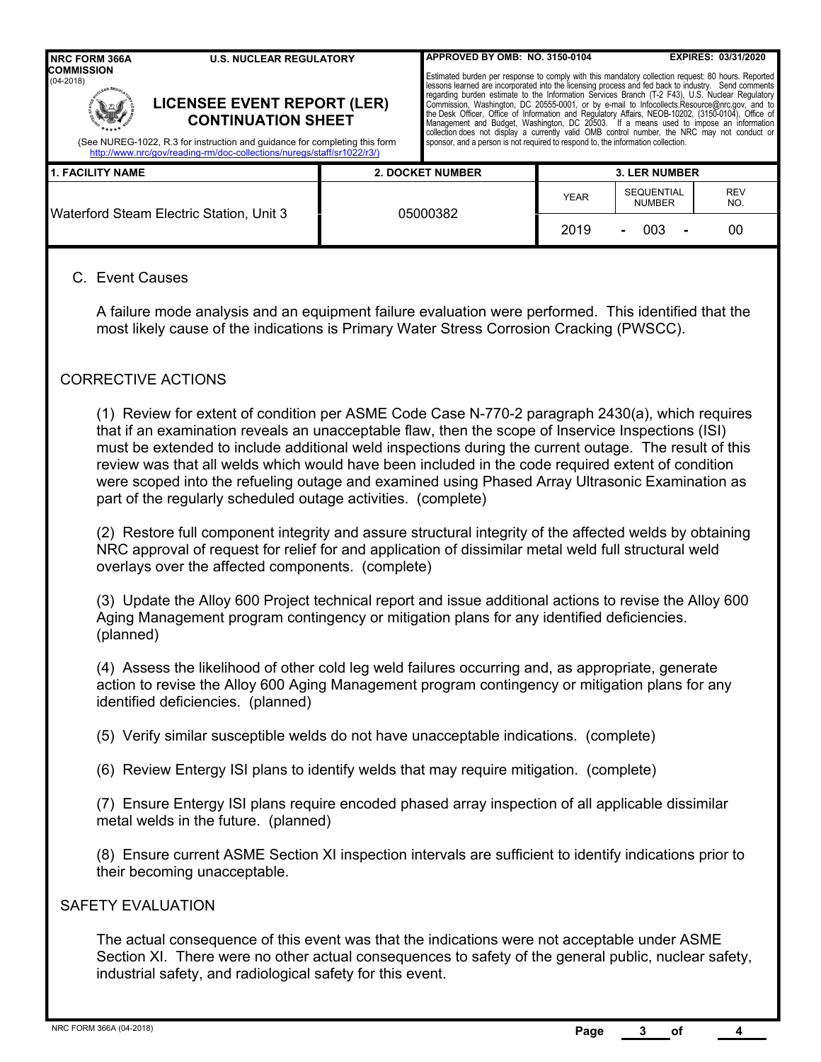| 1. FACILITY NAME | 2. DOCKET NUMBER | 3. LER NUMBER | | |
|---|---|---|---|---|
| | | YEAR | SEQUENTIAL NUMBER | REV NO. |
| Waterford Steam Electric Station, Unit 3 | 05000382 | 2019 | - 003 - | 00 |

C. Event Causes

A failure mode analysis and an equipment failure evaluation were performed. This identified that the most likely cause of the indications is Primary Water Stress Corrosion Cracking (PWSCC).

## CORRECTIVE ACTIONS

(1) Review for extent of condition per ASME Code Case N-770-2 paragraph 2430(a), which requires that if an examination reveals an unacceptable flaw, then the scope of Inservice Inspections (ISI) must be extended to include additional weld inspections during the current outage. The result of this review was that all welds which would have been included in the code required extent of condition were scoped into the refueling outage and examined using Phased Array Ultrasonic Examination as part of the regularly scheduled outage activities. (complete)

(2) Restore full component integrity and assure structural integrity of the affected welds by obtaining NRC approval of request for relief for and application of dissimilar metal weld full structural weld overlays over the affected components. (complete)

(3) Update the Alloy 600 Project technical report and issue additional actions to revise the Alloy 600 Aging Management program contingency or mitigation plans for any identified deficiencies. (planned)

(4) Assess the likelihood of other cold leg weld failures occurring and, as appropriate, generate action to revise the Alloy 600 Aging Management program contingency or mitigation plans for any identified deficiencies. (planned)

(5) Verify similar susceptible welds do not have unacceptable indications. (complete)

(6) Review Entergy ISI plans to identify welds that may require mitigation. (complete)

(7) Ensure Entergy ISI plans require encoded phased array inspection of all applicable dissimilar metal welds in the future. (planned)

(8) Ensure current ASME Section XI inspection intervals are sufficient to identify indications prior to their becoming unacceptable.

## SAFETY EVALUATION

The actual consequence of this event was that the indications were not acceptable under ASME Section XI. There were no other actual consequences to safety of the general public, nuclear safety, industrial safety, and radiological safety for this event.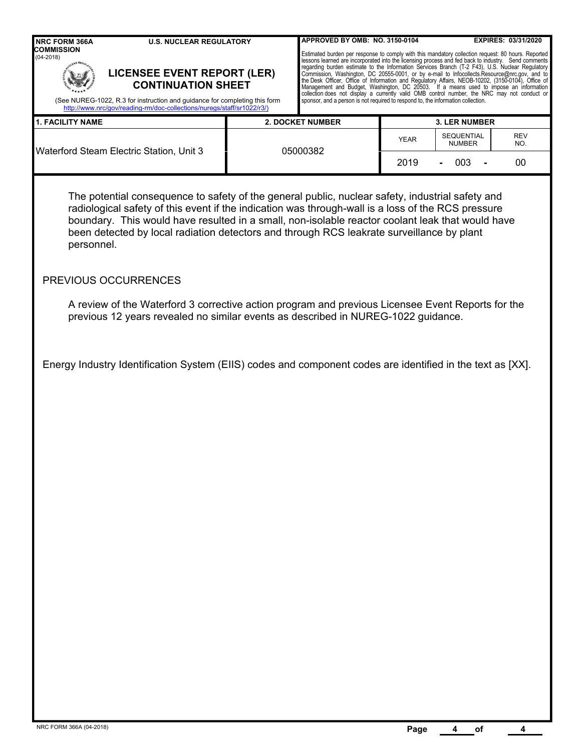| 1. FACILITY NAME | 2. DOCKET NUMBER | 3. LER NUMBER | | |
|---|---|---|---|---|
| | | YEAR | SEQUENTIAL NUMBER | REV NO. |
| Waterford Steam Electric Station, Unit 3 | 05000382 | 2019 | - 003 - | 00 |

The potential consequence to safety of the general public, nuclear safety, industrial safety and radiological safety of this event if the indication was through-wall is a loss of the RCS pressure boundary. This would have resulted in a small, non-isolable reactor coolant leak that would have been detected by local radiation detectors and through RCS leakrate surveillance by plant personnel.

## PREVIOUS OCCURRENCES

A review of the Waterford 3 corrective action program and previous Licensee Event Reports for the previous 12 years revealed no similar events as described in NUREG-1022 guidance.

Energy Industry Identification System (EIIS) codes and component codes are identified in the text as [XX].